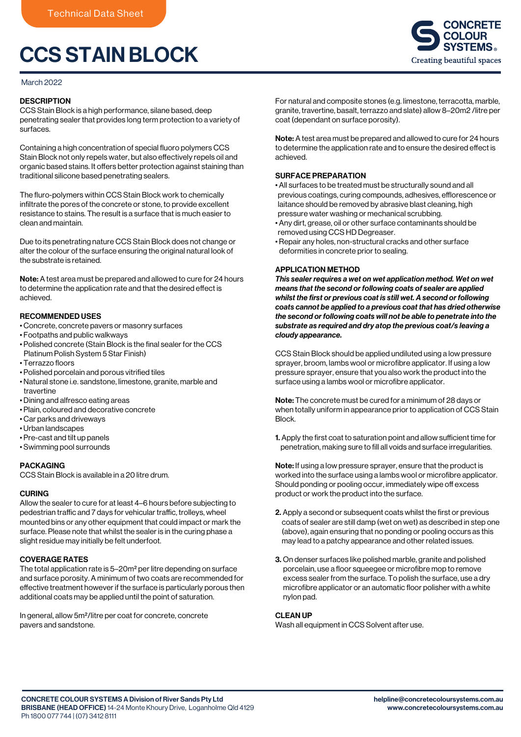Technical Data Sheet

# CCS STAIN BLOCK

CONCRETE COLOUR SYSTEMS®
Creating beautiful spaces

March 2022

## DESCRIPTION

CCS Stain Block is a high performance, silane based, deep penetrating sealer that provides long term protection to a variety of surfaces.

Containing a high concentration of special fluoro polymers CCS Stain Block not only repels water, but also effectively repels oil and organic based stains. It offers better protection against staining than traditional silicone based penetrating sealers.

The fluro-polymers within CCS Stain Block work to chemically infiltrate the pores of the concrete or stone, to provide excellent resistance to stains. The result is a surface that is much easier to clean and maintain.

Due to its penetrating nature CCS Stain Block does not change or alter the colour of the surface ensuring the original natural look of the substrate is retained.

**Note:** A test area must be prepared and allowed to cure for 24 hours to determine the application rate and that the desired effect is achieved.

## RECOMMENDED USES

- Concrete, concrete pavers or masonry surfaces
- Footpaths and public walkways
- Polished concrete (Stain Block is the final sealer for the CCS Platinum Polish System 5 Star Finish)
- Terrazzo floors
- Polished porcelain and porous vitrified tiles
- Natural stone i.e. sandstone, limestone, granite, marble and travertine
- Dining and alfresco eating areas
- Plain, coloured and decorative concrete
- Car parks and driveways
- Urban landscapes
- Pre-cast and tilt up panels
- Swimming pool surrounds

## PACKAGING

CCS Stain Block is available in a 20 litre drum.

## CURING

Allow the sealer to cure for at least 4–6 hours before subjecting to pedestrian traffic and 7 days for vehicular traffic, trolleys, wheel mounted bins or any other equipment that could impact or mark the surface. Please note that whilst the sealer is in the curing phase a slight residue may initially be felt underfoot.

## COVERAGE RATES

The total application rate is 5–20m² per litre depending on surface and surface porosity. A minimum of two coats are recommended for effective treatment however if the surface is particularly porous then additional coats may be applied until the point of saturation.

In general, allow 5m²/litre per coat for concrete, concrete pavers and sandstone.

For natural and composite stones (e.g. limestone, terracotta, marble, granite, travertine, basalt, terrazzo and slate) allow 8–20m2 /litre per coat (dependant on surface porosity).

**Note:** A test area must be prepared and allowed to cure for 24 hours to determine the application rate and to ensure the desired effect is achieved.

## SURFACE PREPARATION

- All surfaces to be treated must be structurally sound and all previous coatings, curing compounds, adhesives, efflorescence or laitance should be removed by abrasive blast cleaning, high pressure water washing or mechanical scrubbing.
- Any dirt, grease, oil or other surface contaminants should be removed using CCS HD Degreaser.
- Repair any holes, non-structural cracks and other surface deformities in concrete prior to sealing.

## APPLICATION METHOD

***This sealer requires a wet on wet application method. Wet on wet means that the second or following coats of sealer are applied whilst the first or previous coat is still wet. A second or following coats cannot be applied to a previous coat that has dried otherwise the second or following coats will not be able to penetrate into the substrate as required and dry atop the previous coat/s leaving a cloudy appearance.***

CCS Stain Block should be applied undiluted using a low pressure sprayer, broom, lambs wool or microfibre applicator. If using a low pressure sprayer, ensure that you also work the product into the surface using a lambs wool or microfibre applicator.

**Note:** The concrete must be cured for a minimum of 28 days or when totally uniform in appearance prior to application of CCS Stain Block.

**1.** Apply the first coat to saturation point and allow sufficient time for penetration, making sure to fill all voids and surface irregularities.

**Note:** If using a low pressure sprayer, ensure that the product is worked into the surface using a lambs wool or microfibre applicator. Should ponding or pooling occur, immediately wipe off excess product or work the product into the surface.

**2.** Apply a second or subsequent coats whilst the first or previous coats of sealer are still damp (wet on wet) as described in step one (above), again ensuring that no ponding or pooling occurs as this may lead to a patchy appearance and other related issues.

**3.** On denser surfaces like polished marble, granite and polished porcelain, use a floor squeegee or microfibre mop to remove excess sealer from the surface. To polish the surface, use a dry microfibre applicator or an automatic floor polisher with a white nylon pad.

## CLEAN UP

Wash all equipment in CCS Solvent after use.

**CONCRETE COLOUR SYSTEMS A Division of River Sands Pty Ltd**
**BRISBANE (HEAD OFFICE)** 14-24 Monte Khoury Drive, Loganholme Qld 4129
Ph 1800 077 744 | (07) 3412 8111

**helpline@concretecoloursystems.com.au**
**www.concretecoloursystems.com.au**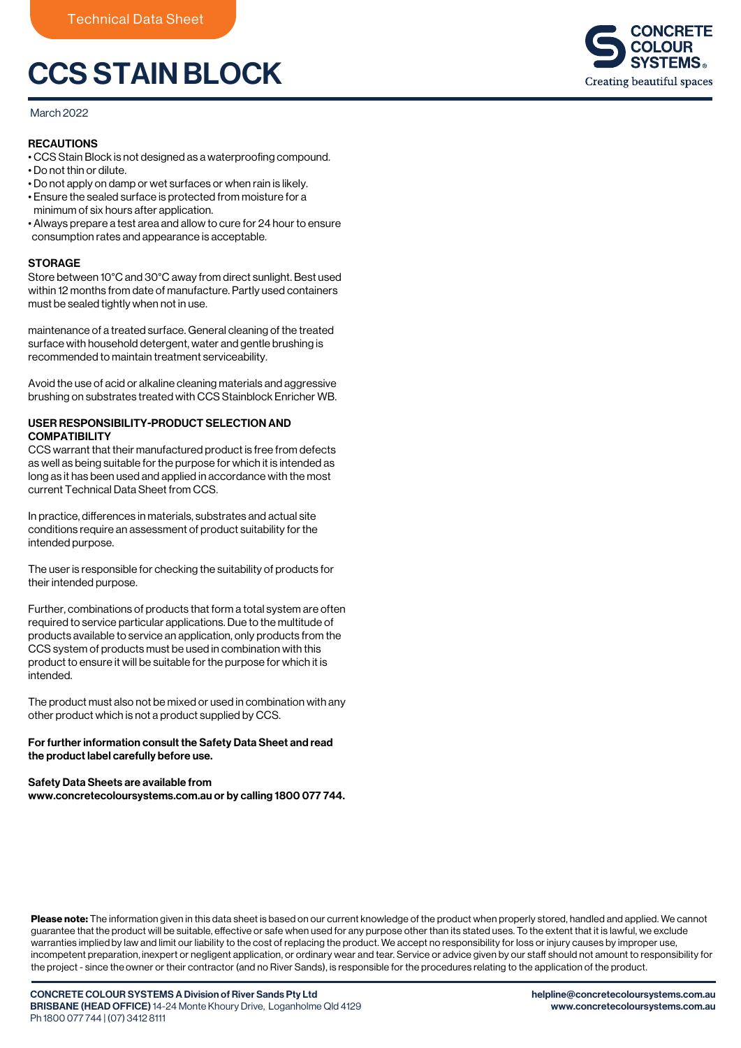Technical Data Sheet

# CCS STAIN BLOCK

March 2022

**RECAUTIONS**

- CCS Stain Block is not designed as a waterproofing compound.
- Do not thin or dilute.
- Do not apply on damp or wet surfaces or when rain is likely.
- Ensure the sealed surface is protected from moisture for a minimum of six hours after application.
- Always prepare a test area and allow to cure for 24 hour to ensure consumption rates and appearance is acceptable.

**STORAGE**

Store between 10°C and 30°C away from direct sunlight. Best used within 12 months from date of manufacture. Partly used containers must be sealed tightly when not in use.

maintenance of a treated surface. General cleaning of the treated surface with household detergent, water and gentle brushing is recommended to maintain treatment serviceability.

Avoid the use of acid or alkaline cleaning materials and aggressive brushing on substrates treated with CCS Stainblock Enricher WB.

**USER RESPONSIBILITY-PRODUCT SELECTION AND COMPATIBILITY**

CCS warrant that their manufactured product is free from defects as well as being suitable for the purpose for which it is intended as long as it has been used and applied in accordance with the most current Technical Data Sheet from CCS.

In practice, differences in materials, substrates and actual site conditions require an assessment of product suitability for the intended purpose.

The user is responsible for checking the suitability of products for their intended purpose.

Further, combinations of products that form a total system are often required to service particular applications. Due to the multitude of products available to service an application, only products from the CCS system of products must be used in combination with this product to ensure it will be suitable for the purpose for which it is intended.

The product must also not be mixed or used in combination with any other product which is not a product supplied by CCS.

**For further information consult the Safety Data Sheet and read the product label carefully before use.**

**Safety Data Sheets are available from www.concretecoloursystems.com.au or by calling 1800 077 744.**

**Please note:** The information given in this data sheet is based on our current knowledge of the product when properly stored, handled and applied. We cannot guarantee that the product will be suitable, effective or safe when used for any purpose other than its stated uses. To the extent that it is lawful, we exclude warranties implied by law and limit our liability to the cost of replacing the product. We accept no responsibility for loss or injury causes by improper use, incompetent preparation, inexpert or negligent application, or ordinary wear and tear. Service or advice given by our staff should not amount to responsibility for the project - since the owner or their contractor (and no River Sands), is responsible for the procedures relating to the application of the product.

**CONCRETE COLOUR SYSTEMS A Division of River Sands Pty Ltd**
**BRISBANE (HEAD OFFICE)** 14-24 Monte Khoury Drive, Loganholme Qld 4129
Ph 1800 077 744 | (07) 3412 8111

**helpline@concretecoloursystems.com.au**
**www.concretecoloursystems.com.au**